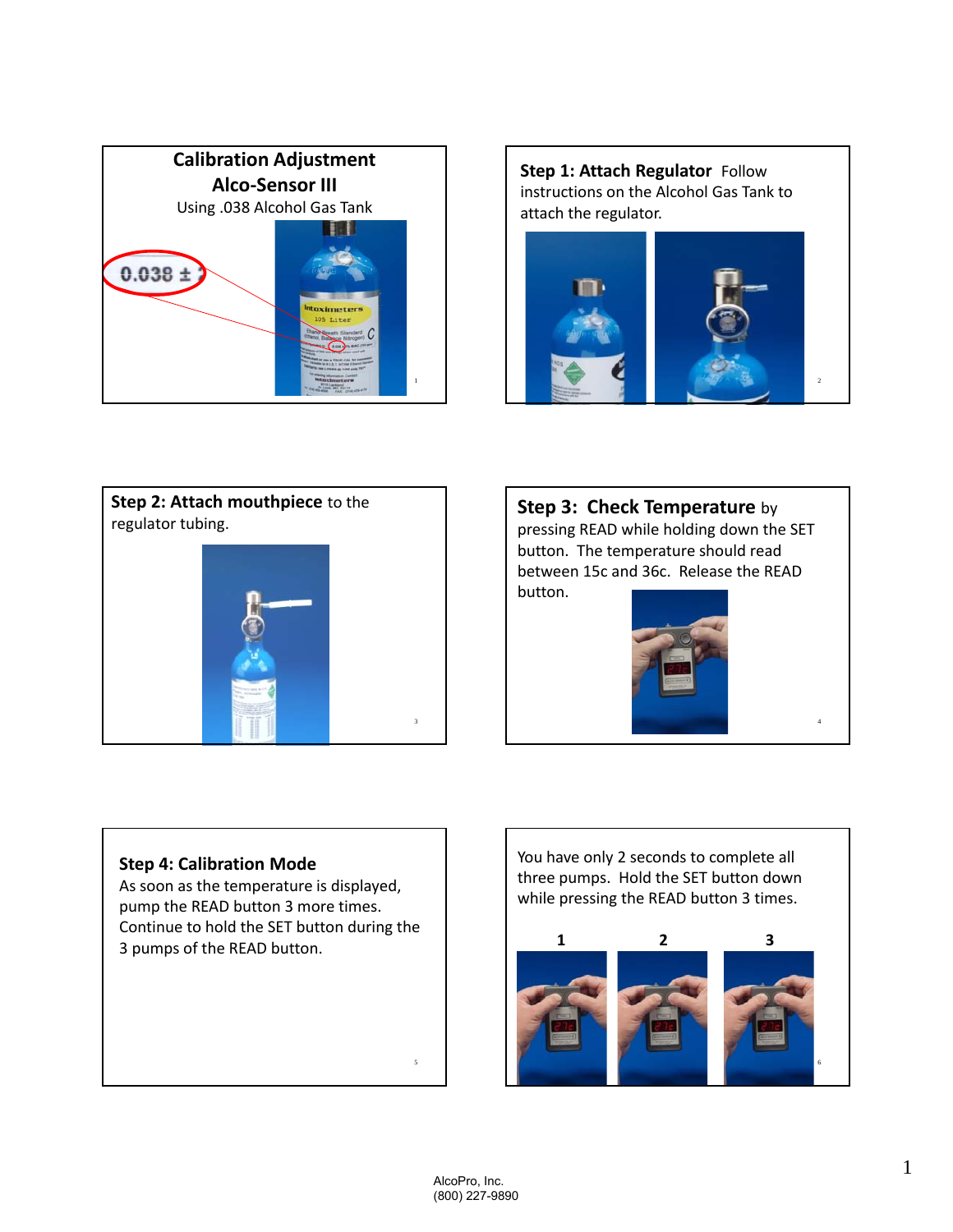## Calibration Adjustment
## Alco-Sensor III

Using .038 Alcohol Gas Tank

**Step 1: Attach Regulator** Follow instructions on the Alcohol Gas Tank to attach the regulator.

**Step 2: Attach mouthpiece** to the regulator tubing.

**Step 3: Check Temperature** by pressing READ while holding down the SET button. The temperature should read between 15c and 36c. Release the READ button.

**Step 4: Calibration Mode**

As soon as the temperature is displayed, pump the READ button 3 more times. Continue to hold the SET button during the 3 pumps of the READ button.

You have only 2 seconds to complete all three pumps. Hold the SET button down while pressing the READ button 3 times.

AlcoPro, Inc.
(800) 227-9890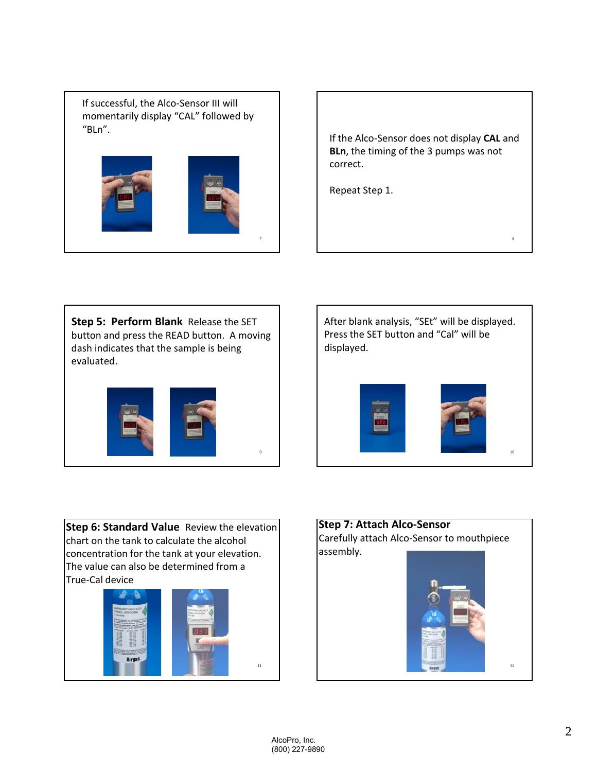If successful, the Alco-Sensor III will momentarily display "CAL" followed by "BLn".

If the Alco-Sensor does not display **CAL** and **BLn**, the timing of the 3 pumps was not correct.

Repeat Step 1.

**Step 5: Perform Blank** Release the SET button and press the READ button. A moving dash indicates that the sample is being evaluated.

After blank analysis, "SEt" will be displayed. Press the SET button and "Cal" will be displayed.

**Step 6: Standard Value** Review the elevation chart on the tank to calculate the alcohol concentration for the tank at your elevation. The value can also be determined from a True-Cal device

**Step 7: Attach Alco-Sensor**
Carefully attach Alco-Sensor to mouthpiece assembly.

AlcoPro, Inc.
(800) 227-9890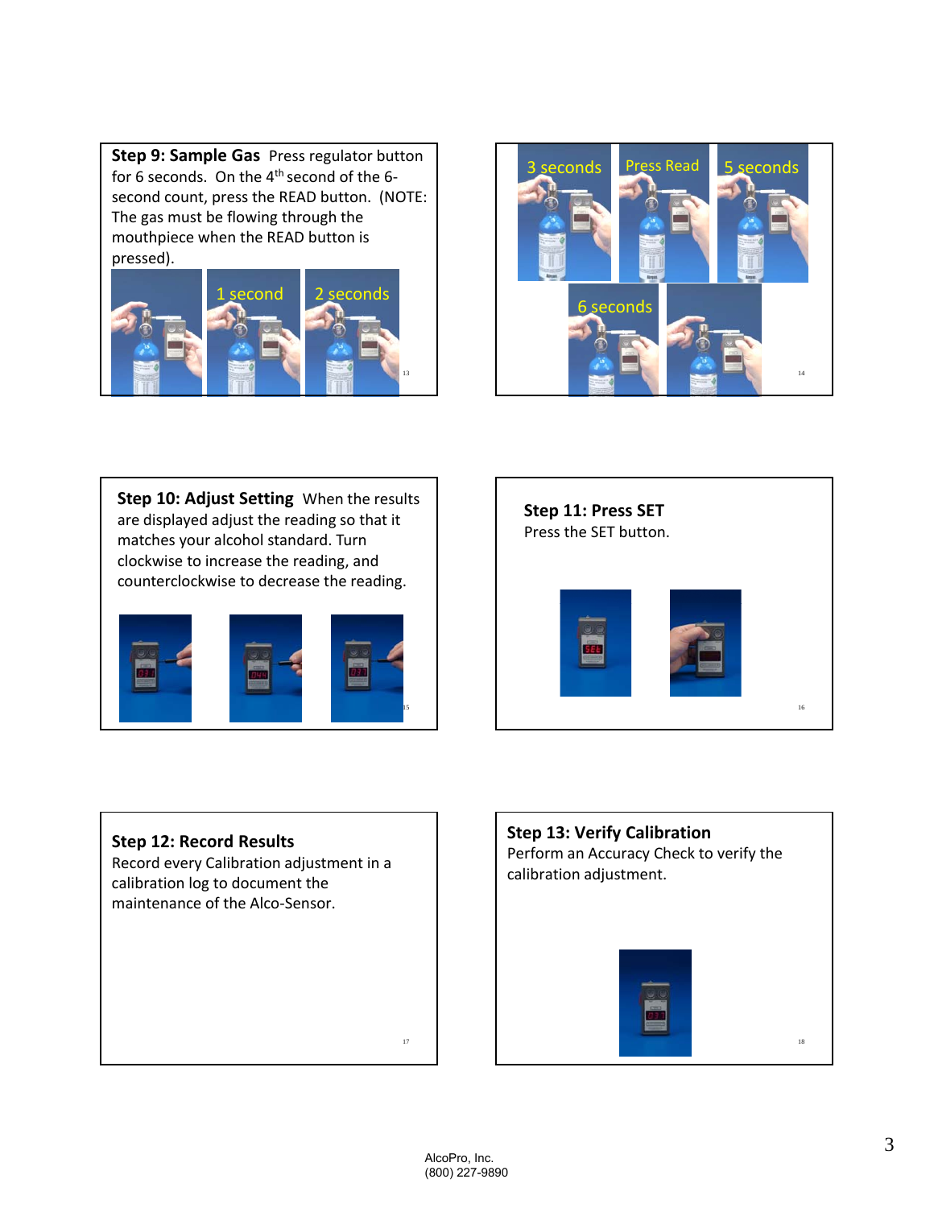**Step 9: Sample Gas** Press regulator button for 6 seconds. On the 4th second of the 6-second count, press the READ button. (NOTE: The gas must be flowing through the mouthpiece when the READ button is pressed).

1 second

2 seconds

3 seconds

Press Read

5 seconds

6 seconds

**Step 10: Adjust Setting** When the results are displayed adjust the reading so that it matches your alcohol standard. Turn clockwise to increase the reading, and counterclockwise to decrease the reading.

**Step 11: Press SET**

Press the SET button.

**Step 12: Record Results**

Record every Calibration adjustment in a calibration log to document the maintenance of the Alco-Sensor.

**Step 13: Verify Calibration**

Perform an Accuracy Check to verify the calibration adjustment.

AlcoPro, Inc.
(800) 227-9890